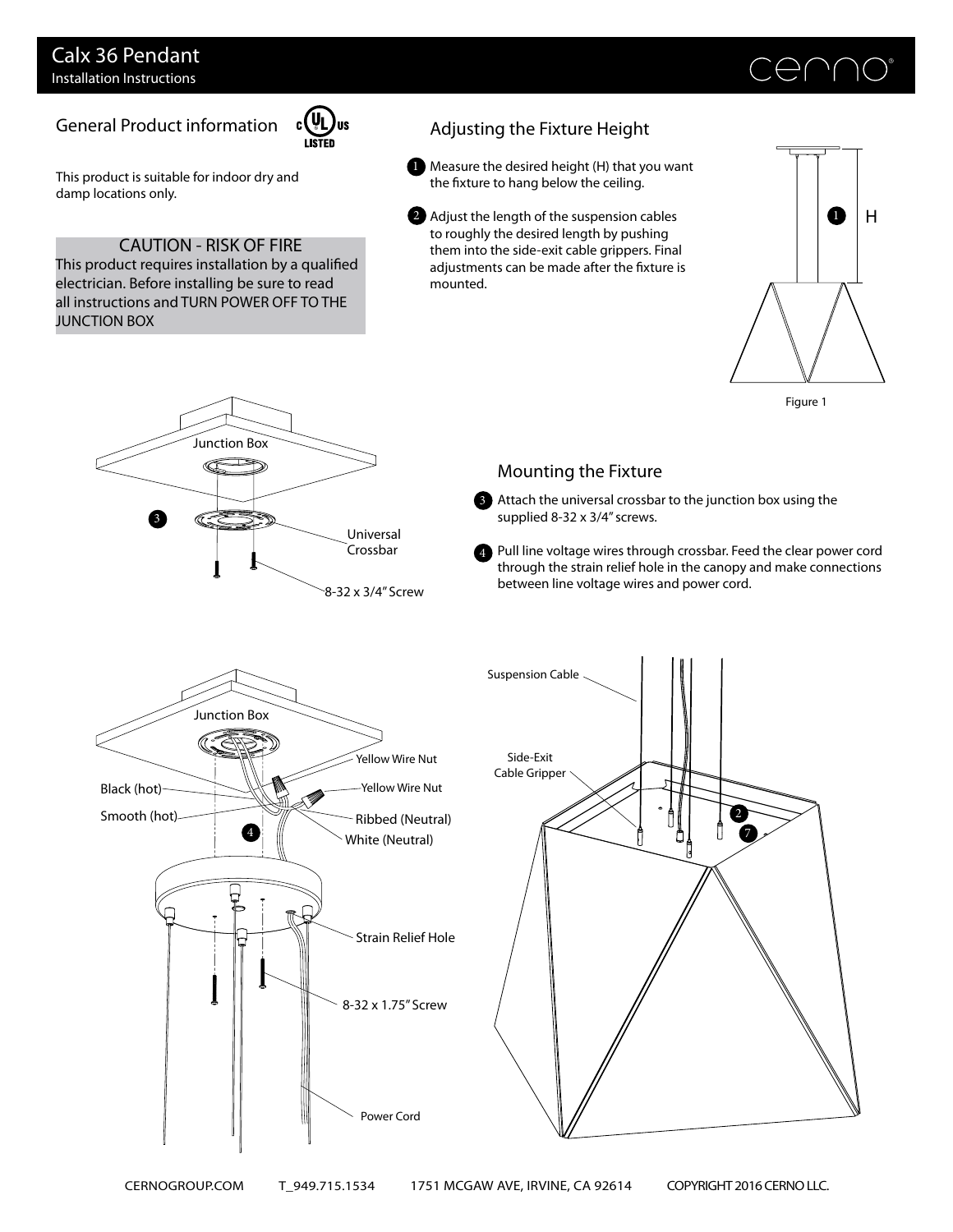# Calx 36 Pendant

Installation Instructions

## General Product information

This product is suitable for indoor dry and damp locations only.

**CAUTION - RISK OF FIRE**

This product requires installation by a qualified electrician. Before installing be sure to read all instructions and TURN POWER OFF TO THE JUNCTION BOX

## Adjusting the Fixture Height

1. Measure the desired height (H) that you want the fixture to hang below the ceiling.
2. Adjust the length of the suspension cables to roughly the desired length by pushing them into the side-exit cable grippers. Final adjustments can be made after the fixture is mounted.

Figure 1

## Mounting the Fixture

3. Attach the universal crossbar to the junction box using the supplied 8-32 x 3/4" screws.
4. Pull line voltage wires through crossbar. Feed the clear power cord through the strain relief hole in the canopy and make connections between line voltage wires and power cord.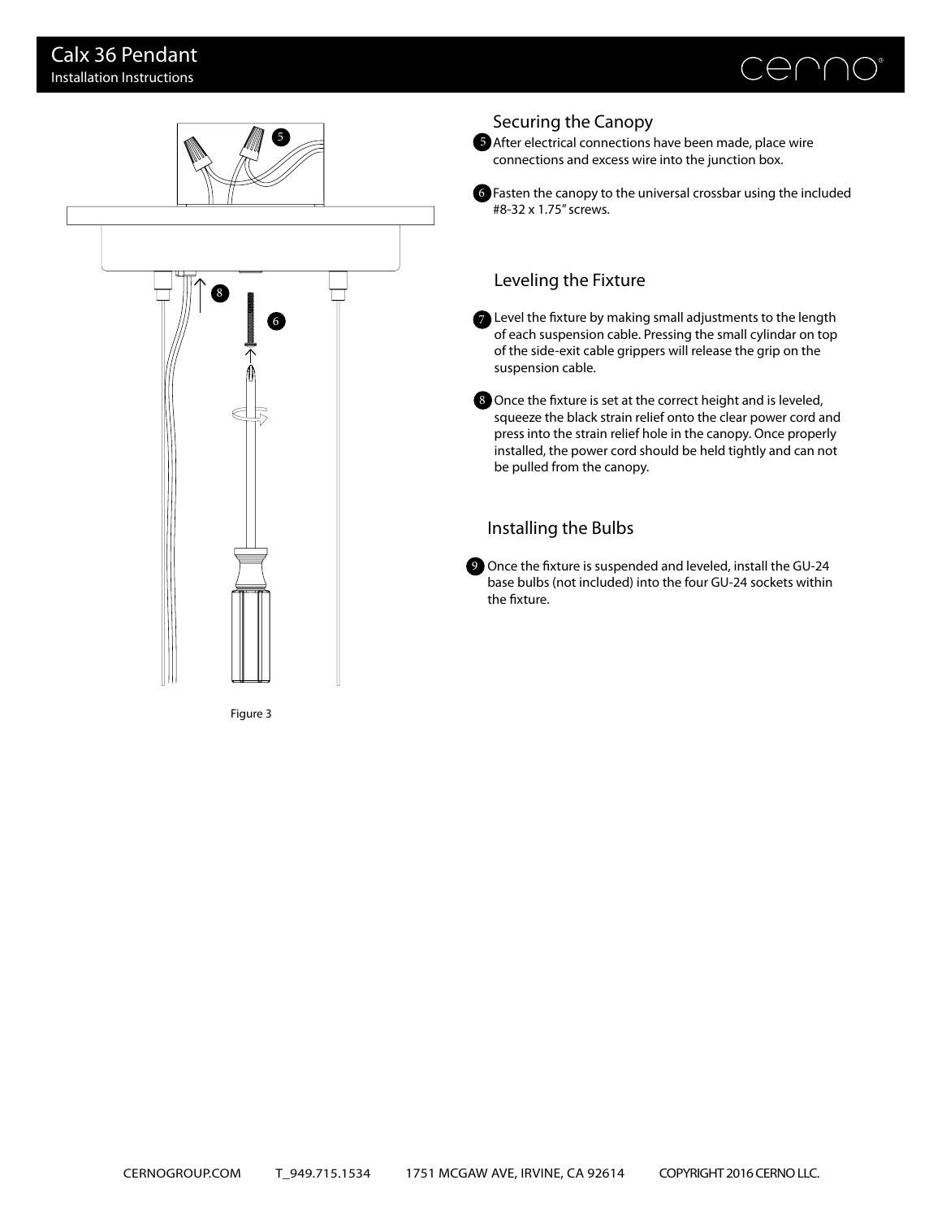## Securing the Canopy

5 After electrical connections have been made, place wire connections and excess wire into the junction box.

6 Fasten the canopy to the universal crossbar using the included #8-32 x 1.75″ screws.

## Leveling the Fixture

7 Level the fixture by making small adjustments to the length of each suspension cable. Pressing the small cylindar on top of the side-exit cable grippers will release the grip on the suspension cable.

8 Once the fixture is set at the correct height and is leveled, squeeze the black strain relief onto the clear power cord and press into the strain relief hole in the canopy. Once properly installed, the power cord should be held tightly and can not be pulled from the canopy.

## Installing the Bulbs

9 Once the fixture is suspended and leveled, install the GU-24 base bulbs (not included) into the four GU-24 sockets within the fixture.

Figure 3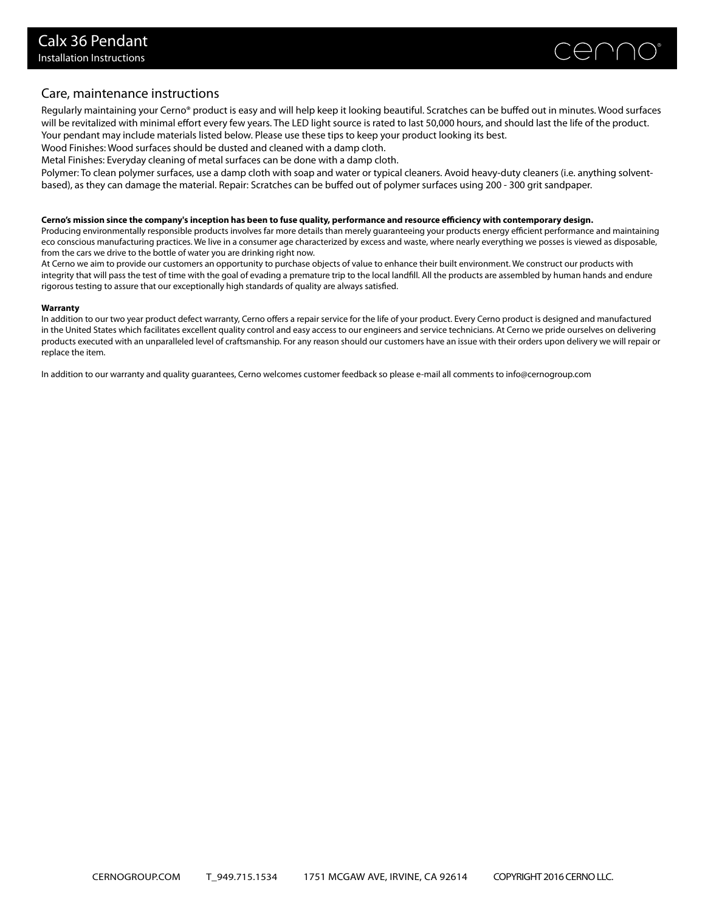## Care, maintenance instructions

Regularly maintaining your Cerno® product is easy and will help keep it looking beautiful. Scratches can be buffed out in minutes. Wood surfaces will be revitalized with minimal effort every few years. The LED light source is rated to last 50,000 hours, and should last the life of the product. Your pendant may include materials listed below. Please use these tips to keep your product looking its best.

Wood Finishes: Wood surfaces should be dusted and cleaned with a damp cloth.

Metal Finishes: Everyday cleaning of metal surfaces can be done with a damp cloth.

Polymer: To clean polymer surfaces, use a damp cloth with soap and water or typical cleaners. Avoid heavy-duty cleaners (i.e. anything solvent-based), as they can damage the material. Repair: Scratches can be buffed out of polymer surfaces using 200 - 300 grit sandpaper.

**Cerno's mission since the company's inception has been to fuse quality, performance and resource efficiency with contemporary design.**

Producing environmentally responsible products involves far more details than merely guaranteeing your products energy efficient performance and maintaining eco conscious manufacturing practices. We live in a consumer age characterized by excess and waste, where nearly everything we posses is viewed as disposable, from the cars we drive to the bottle of water you are drinking right now.

At Cerno we aim to provide our customers an opportunity to purchase objects of value to enhance their built environment. We construct our products with integrity that will pass the test of time with the goal of evading a premature trip to the local landfill. All the products are assembled by human hands and endure rigorous testing to assure that our exceptionally high standards of quality are always satisfied.

**Warranty**

In addition to our two year product defect warranty, Cerno offers a repair service for the life of your product. Every Cerno product is designed and manufactured in the United States which facilitates excellent quality control and easy access to our engineers and service technicians. At Cerno we pride ourselves on delivering products executed with an unparalleled level of craftsmanship. For any reason should our customers have an issue with their orders upon delivery we will repair or replace the item.

In addition to our warranty and quality guarantees, Cerno welcomes customer feedback so please e-mail all comments to info@cernogroup.com